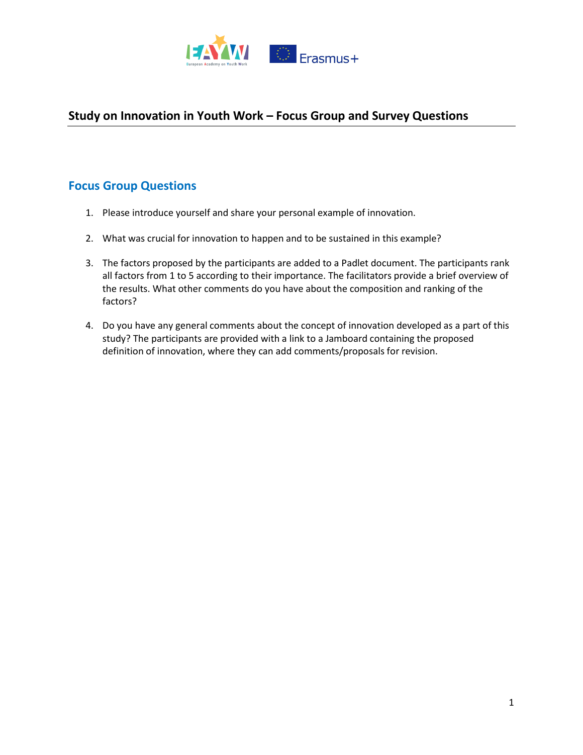# Study on Innovation in Youth Work – Focus Group and Survey Questions

## Focus Group Questions

1. Please introduce yourself and share your personal example of innovation.

2. What was crucial for innovation to happen and to be sustained in this example?

3. The factors proposed by the participants are added to a Padlet document. The participants rank all factors from 1 to 5 according to their importance. The facilitators provide a brief overview of the results. What other comments do you have about the composition and ranking of the factors?

4. Do you have any general comments about the concept of innovation developed as a part of this study? The participants are provided with a link to a Jamboard containing the proposed definition of innovation, where they can add comments/proposals for revision.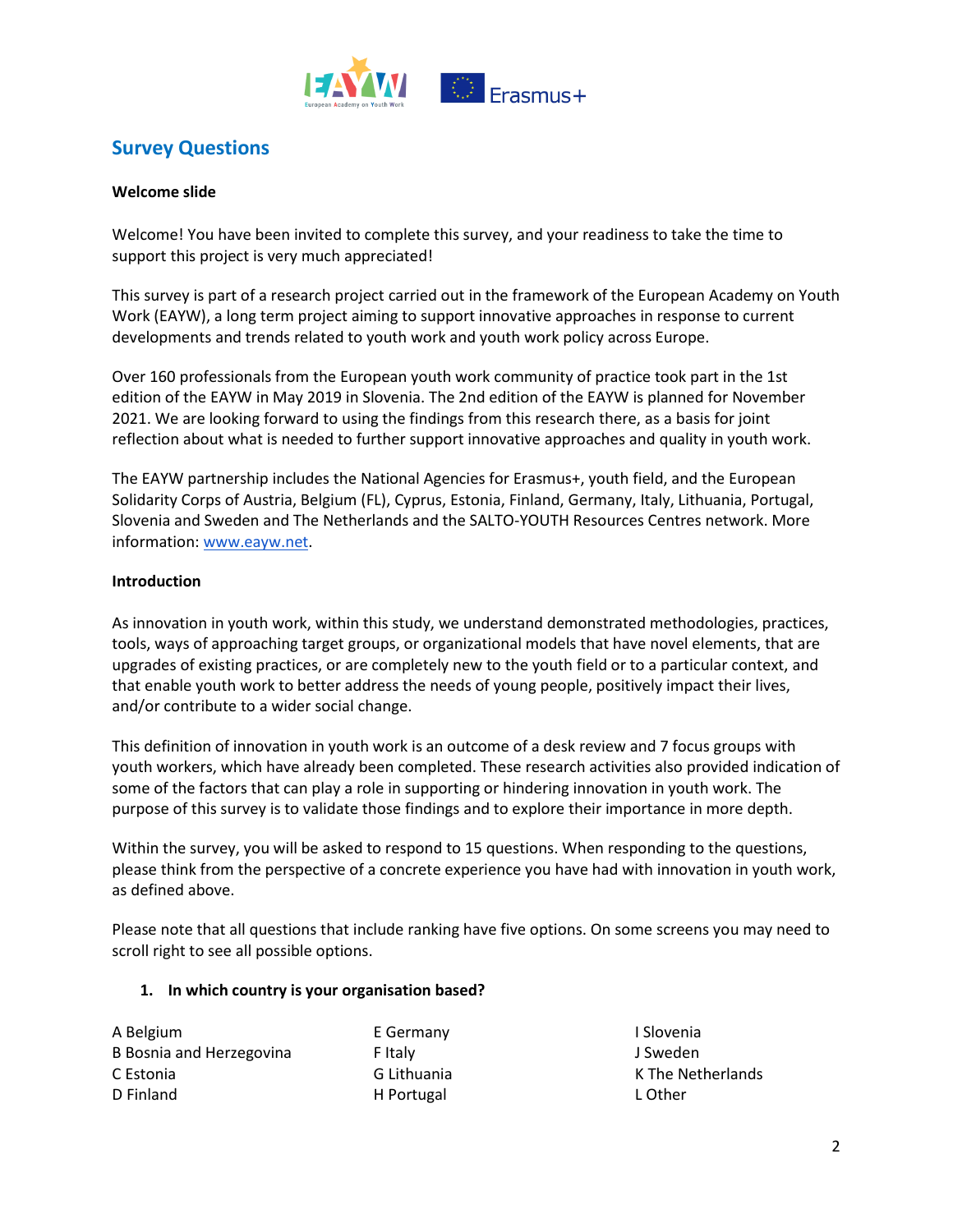## Survey Questions

**Welcome slide**

Welcome! You have been invited to complete this survey, and your readiness to take the time to support this project is very much appreciated!

This survey is part of a research project carried out in the framework of the European Academy on Youth Work (EAYW), a long term project aiming to support innovative approaches in response to current developments and trends related to youth work and youth work policy across Europe.

Over 160 professionals from the European youth work community of practice took part in the 1st edition of the EAYW in May 2019 in Slovenia. The 2nd edition of the EAYW is planned for November 2021. We are looking forward to using the findings from this research there, as a basis for joint reflection about what is needed to further support innovative approaches and quality in youth work.

The EAYW partnership includes the National Agencies for Erasmus+, youth field, and the European Solidarity Corps of Austria, Belgium (FL), Cyprus, Estonia, Finland, Germany, Italy, Lithuania, Portugal, Slovenia and Sweden and The Netherlands and the SALTO-YOUTH Resources Centres network. More information: www.eayw.net.

**Introduction**

As innovation in youth work, within this study, we understand demonstrated methodologies, practices, tools, ways of approaching target groups, or organizational models that have novel elements, that are upgrades of existing practices, or are completely new to the youth field or to a particular context, and that enable youth work to better address the needs of young people, positively impact their lives, and/or contribute to a wider social change.

This definition of innovation in youth work is an outcome of a desk review and 7 focus groups with youth workers, which have already been completed. These research activities also provided indication of some of the factors that can play a role in supporting or hindering innovation in youth work. The purpose of this survey is to validate those findings and to explore their importance in more depth.

Within the survey, you will be asked to respond to 15 questions. When responding to the questions, please think from the perspective of a concrete experience you have had with innovation in youth work, as defined above.

Please note that all questions that include ranking have five options. On some screens you may need to scroll right to see all possible options.

1. **In which country is your organisation based?**

A Belgium
B Bosnia and Herzegovina
C Estonia
D Finland
E Germany
F Italy
G Lithuania
H Portugal
I Slovenia
J Sweden
K The Netherlands
L Other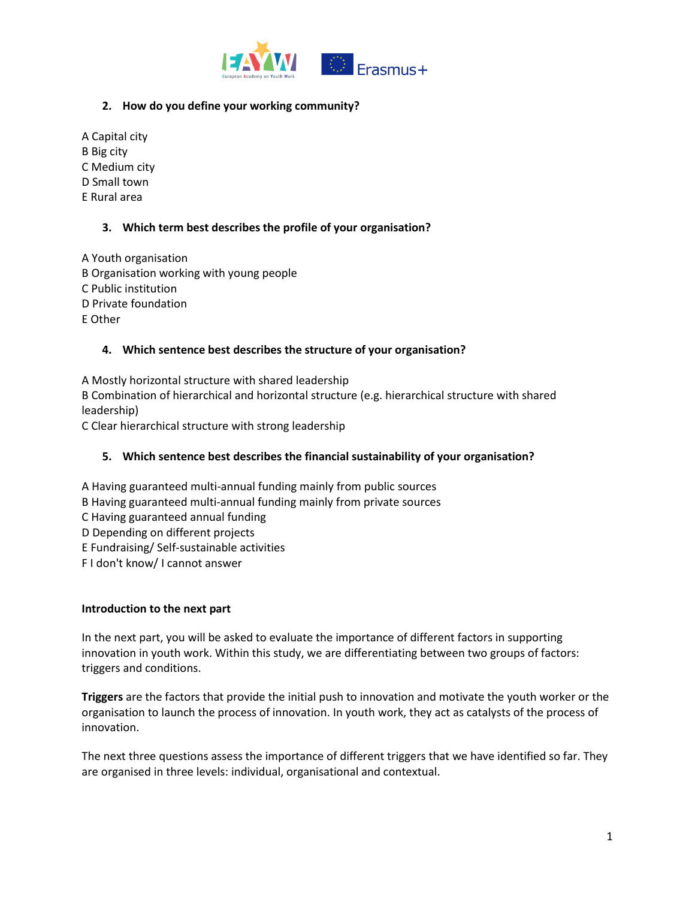**2. How do you define your working community?**

A Capital city
B Big city
C Medium city
D Small town
E Rural area

**3. Which term best describes the profile of your organisation?**

A Youth organisation
B Organisation working with young people
C Public institution
D Private foundation
E Other

**4. Which sentence best describes the structure of your organisation?**

A Mostly horizontal structure with shared leadership
B Combination of hierarchical and horizontal structure (e.g. hierarchical structure with shared leadership)
C Clear hierarchical structure with strong leadership

**5. Which sentence best describes the financial sustainability of your organisation?**

A Having guaranteed multi-annual funding mainly from public sources
B Having guaranteed multi-annual funding mainly from private sources
C Having guaranteed annual funding
D Depending on different projects
E Fundraising/ Self-sustainable activities
F I don't know/ I cannot answer

**Introduction to the next part**

In the next part, you will be asked to evaluate the importance of different factors in supporting innovation in youth work. Within this study, we are differentiating between two groups of factors: triggers and conditions.

**Triggers** are the factors that provide the initial push to innovation and motivate the youth worker or the organisation to launch the process of innovation. In youth work, they act as catalysts of the process of innovation.

The next three questions assess the importance of different triggers that we have identified so far. They are organised in three levels: individual, organisational and contextual.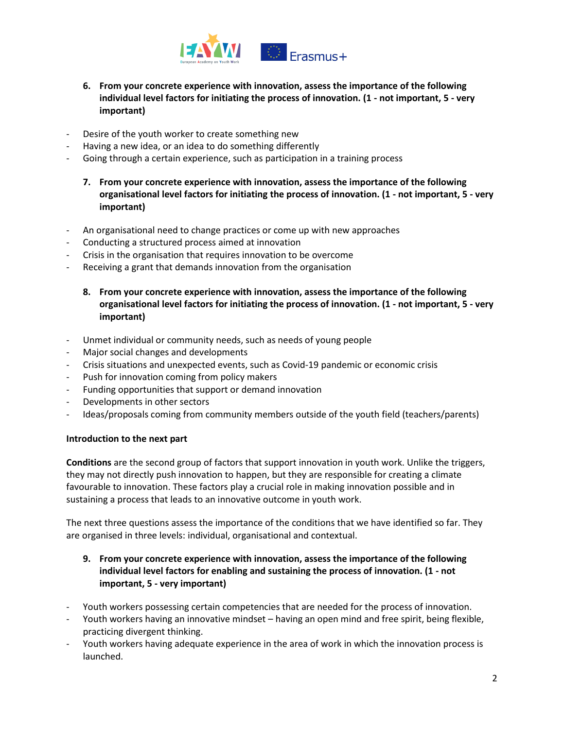6. **From your concrete experience with innovation, assess the importance of the following individual level factors for initiating the process of innovation. (1 - not important, 5 - very important)**

- Desire of the youth worker to create something new
- Having a new idea, or an idea to do something differently
- Going through a certain experience, such as participation in a training process

7. **From your concrete experience with innovation, assess the importance of the following organisational level factors for initiating the process of innovation. (1 - not important, 5 - very important)**

- An organisational need to change practices or come up with new approaches
- Conducting a structured process aimed at innovation
- Crisis in the organisation that requires innovation to be overcome
- Receiving a grant that demands innovation from the organisation

8. **From your concrete experience with innovation, assess the importance of the following organisational level factors for initiating the process of innovation. (1 - not important, 5 - very important)**

- Unmet individual or community needs, such as needs of young people
- Major social changes and developments
- Crisis situations and unexpected events, such as Covid-19 pandemic or economic crisis
- Push for innovation coming from policy makers
- Funding opportunities that support or demand innovation
- Developments in other sectors
- Ideas/proposals coming from community members outside of the youth field (teachers/parents)

**Introduction to the next part**

**Conditions** are the second group of factors that support innovation in youth work. Unlike the triggers, they may not directly push innovation to happen, but they are responsible for creating a climate favourable to innovation. These factors play a crucial role in making innovation possible and in sustaining a process that leads to an innovative outcome in youth work.

The next three questions assess the importance of the conditions that we have identified so far. They are organised in three levels: individual, organisational and contextual.

9. **From your concrete experience with innovation, assess the importance of the following individual level factors for enabling and sustaining the process of innovation. (1 - not important, 5 - very important)**

- Youth workers possessing certain competencies that are needed for the process of innovation.
- Youth workers having an innovative mindset – having an open mind and free spirit, being flexible, practicing divergent thinking.
- Youth workers having adequate experience in the area of work in which the innovation process is launched.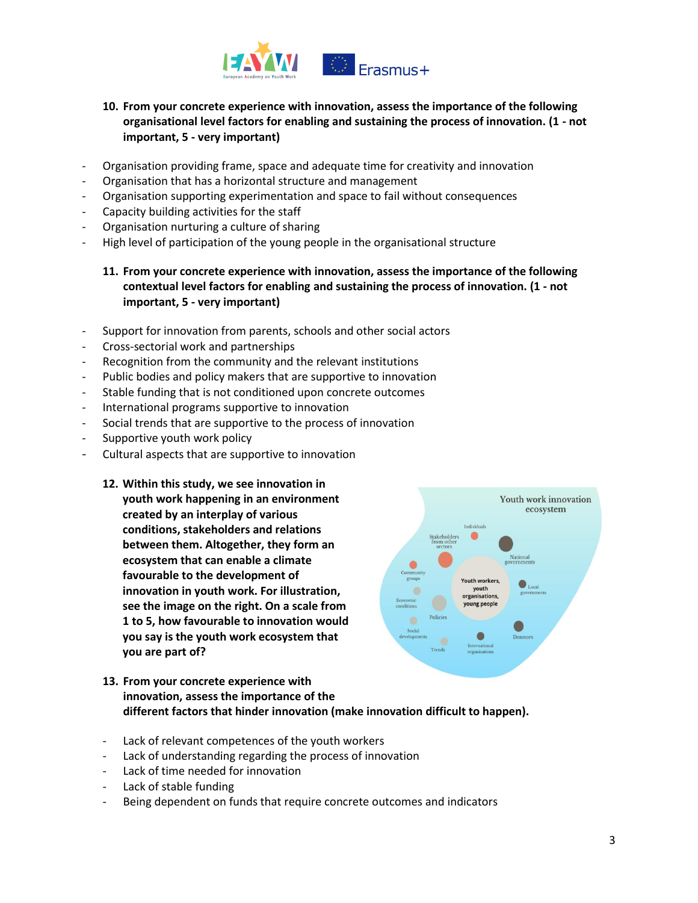10. **From your concrete experience with innovation, assess the importance of the following organisational level factors for enabling and sustaining the process of innovation. (1 - not important, 5 - very important)**

- Organisation providing frame, space and adequate time for creativity and innovation
- Organisation that has a horizontal structure and management
- Organisation supporting experimentation and space to fail without consequences
- Capacity building activities for the staff
- Organisation nurturing a culture of sharing
- High level of participation of the young people in the organisational structure

11. **From your concrete experience with innovation, assess the importance of the following contextual level factors for enabling and sustaining the process of innovation. (1 - not important, 5 - very important)**

- Support for innovation from parents, schools and other social actors
- Cross-sectorial work and partnerships
- Recognition from the community and the relevant institutions
- Public bodies and policy makers that are supportive to innovation
- Stable funding that is not conditioned upon concrete outcomes
- International programs supportive to innovation
- Social trends that are supportive to the process of innovation
- Supportive youth work policy
- Cultural aspects that are supportive to innovation

12. **Within this study, we see innovation in youth work happening in an environment created by an interplay of various conditions, stakeholders and relations between them. Altogether, they form an ecosystem that can enable a climate favourable to the development of innovation in youth work. For illustration, see the image on the right. On a scale from 1 to 5, how favourable to innovation would you say is the youth work ecosystem that you are part of?**

13. **From your concrete experience with innovation, assess the importance of the different factors that hinder innovation (make innovation difficult to happen).**

- Lack of relevant competences of the youth workers
- Lack of understanding regarding the process of innovation
- Lack of time needed for innovation
- Lack of stable funding
- Being dependent on funds that require concrete outcomes and indicators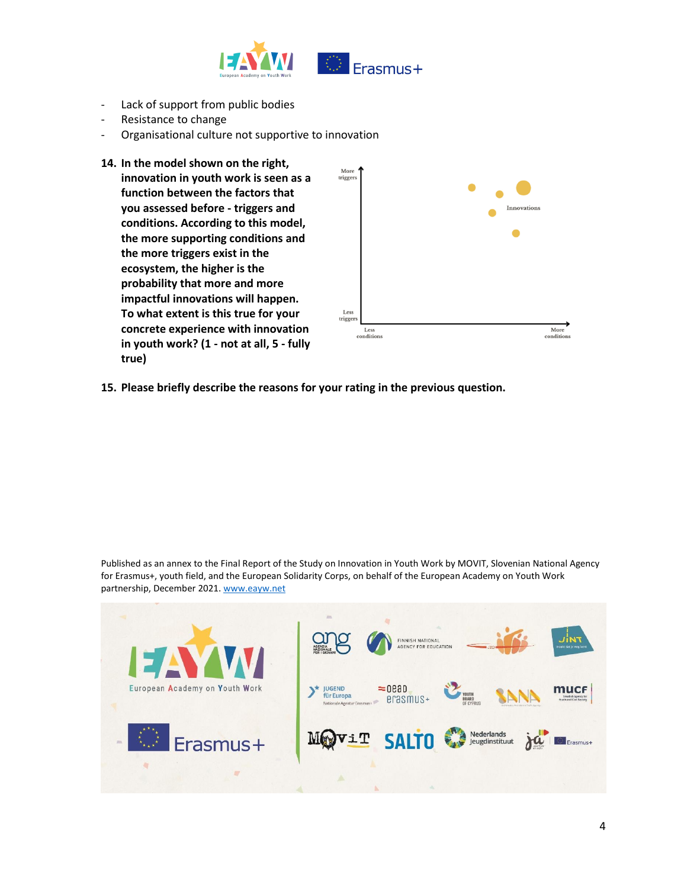- Lack of support from public bodies
- Resistance to change
- Organisational culture not supportive to innovation

**14. In the model shown on the right, innovation in youth work is seen as a function between the factors that you assessed before - triggers and conditions. According to this model, the more supporting conditions and the more triggers exist in the ecosystem, the higher is the probability that more and more impactful innovations will happen. To what extent is this true for your concrete experience with innovation in youth work? (1 - not at all, 5 - fully true)**

More triggers

Less triggers

Less conditions

More conditions

Innovations

**15. Please briefly describe the reasons for your rating in the previous question.**

Published as an annex to the Final Report of the Study on Innovation in Youth Work by MOVIT, Slovenian National Agency for Erasmus+, youth field, and the European Solidarity Corps, on behalf of the European Academy on Youth Work partnership, December 2021. www.eayw.net